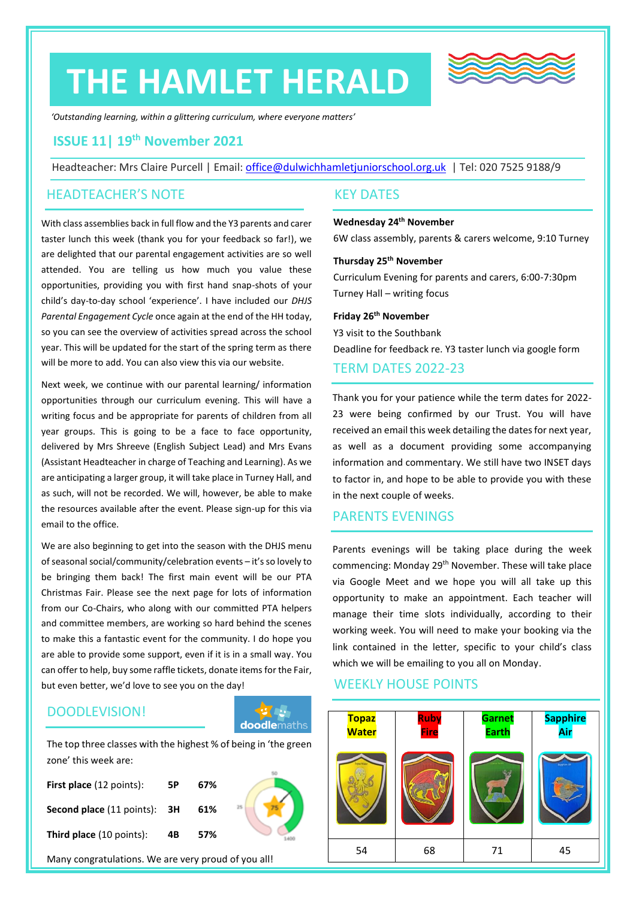# THE HAMLET HERALD

*'Outstanding learning, within a glittering curriculum, where everyone matters'*

## ISSUE 11| 19th November 2021

Headteacher: Mrs Claire Purcell | Email: office@dulwichhamletjuniorschool.org.uk | Tel: 020 7525 9188/9

## HEADTEACHER'S NOTE

With class assemblies back in full flow and the Y3 parents and carer taster lunch this week (thank you for your feedback so far!), we are delighted that our parental engagement activities are so well attended. You are telling us how much you value these opportunities, providing you with first hand snap-shots of your child's day-to-day school 'experience'. I have included our *DHJS Parental Engagement Cycle* once again at the end of the HH today, so you can see the overview of activities spread across the school year. This will be updated for the start of the spring term as there will be more to add. You can also view this via our website.

Next week, we continue with our parental learning/ information opportunities through our curriculum evening. This will have a writing focus and be appropriate for parents of children from all year groups. This is going to be a face to face opportunity, delivered by Mrs Shreeve (English Subject Lead) and Mrs Evans (Assistant Headteacher in charge of Teaching and Learning). As we are anticipating a larger group, it will take place in Turney Hall, and as such, will not be recorded. We will, however, be able to make the resources available after the event. Please sign-up for this via email to the office.

We are also beginning to get into the season with the DHJS menu of seasonal social/community/celebration events – it's so lovely to be bringing them back! The first main event will be our PTA Christmas Fair. Please see the next page for lots of information from our Co-Chairs, who along with our committed PTA helpers and committee members, are working so hard behind the scenes to make this a fantastic event for the community. I do hope you are able to provide some support, even if it is in a small way. You can offer to help, buy some raffle tickets, donate items for the Fair, but even better, we'd love to see you on the day!

## DOODLEVISION!

The top three classes with the highest % of being in 'the green zone' this week are:

| | | |
|---|---|---|
| **First place** (12 points): | **5P** | **67%** |
| **Second place** (11 points): | **3H** | **61%** |
| **Third place** (10 points): | **4B** | **57%** |

Many congratulations. We are very proud of you all!

## KEY DATES

**Wednesday 24th November**
6W class assembly, parents & carers welcome, 9:10 Turney

**Thursday 25th November**
Curriculum Evening for parents and carers, 6:00-7:30pm Turney Hall – writing focus

**Friday 26th November**
Y3 visit to the Southbank
Deadline for feedback re. Y3 taster lunch via google form

## TERM DATES 2022-23

Thank you for your patience while the term dates for 2022-23 were being confirmed by our Trust. You will have received an email this week detailing the dates for next year, as well as a document providing some accompanying information and commentary. We still have two INSET days to factor in, and hope to be able to provide you with these in the next couple of weeks.

## PARENTS EVENINGS

Parents evenings will be taking place during the week commencing: Monday 29th November. These will take place via Google Meet and we hope you will all take up this opportunity to make an appointment. Each teacher will manage their time slots individually, according to their working week. You will need to make your booking via the link contained in the letter, specific to your child's class which we will be emailing to you all on Monday.

## WEEKLY HOUSE POINTS

| Topaz Water | Ruby Fire | Garnet Earth | Sapphire Air |
|---|---|---|---|
| 54 | 68 | 71 | 45 |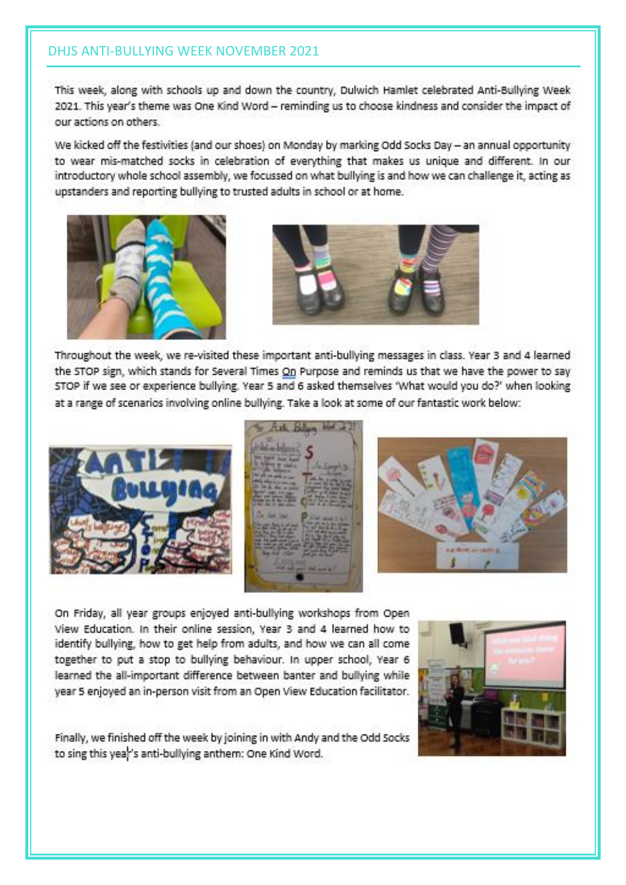## DHJS ANTI-BULLYING WEEK NOVEMBER 2021

This week, along with schools up and down the country, Dulwich Hamlet celebrated Anti-Bullying Week 2021. This year's theme was One Kind Word – reminding us to choose kindness and consider the impact of our actions on others.

We kicked off the festivities (and our shoes) on Monday by marking Odd Socks Day – an annual opportunity to wear mis-matched socks in celebration of everything that makes us unique and different. In our introductory whole school assembly, we focussed on what bullying is and how we can challenge it, acting as upstanders and reporting bullying to trusted adults in school or at home.

Throughout the week, we re-visited these important anti-bullying messages in class. Year 3 and 4 learned the STOP sign, which stands for Several Times On Purpose and reminds us that we have the power to say STOP if we see or experience bullying. Year 5 and 6 asked themselves 'What would you do?' when looking at a range of scenarios involving online bullying. Take a look at some of our fantastic work below:

On Friday, all year groups enjoyed anti-bullying workshops from Open View Education. In their online session, Year 3 and 4 learned how to identify bullying, how to get help from adults, and how we can all come together to put a stop to bullying behaviour. In upper school, Year 6 learned the all-important difference between banter and bullying while year 5 enjoyed an in-person visit from an Open View Education facilitator.

Finally, we finished off the week by joining in with Andy and the Odd Socks to sing this year's anti-bullying anthem: One Kind Word.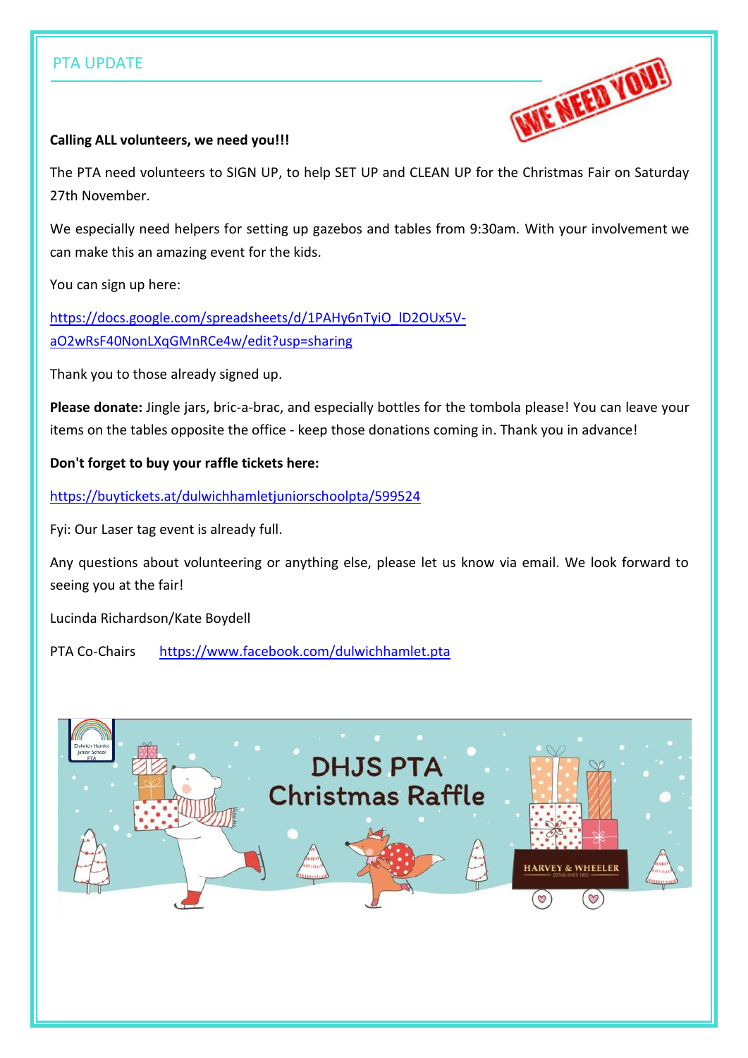## PTA UPDATE

**Calling ALL volunteers, we need you!!!**

The PTA need volunteers to SIGN UP, to help SET UP and CLEAN UP for the Christmas Fair on Saturday 27th November.

We especially need helpers for setting up gazebos and tables from 9:30am. With your involvement we can make this an amazing event for the kids.

You can sign up here:

https://docs.google.com/spreadsheets/d/1PAHy6nTyiO_lD2OUx5V-aO2wRsF40NonLXqGMnRCe4w/edit?usp=sharing

Thank you to those already signed up.

**Please donate:** Jingle jars, bric-a-brac, and especially bottles for the tombola please! You can leave your items on the tables opposite the office - keep those donations coming in. Thank you in advance!

**Don't forget to buy your raffle tickets here:**

https://buytickets.at/dulwichhamletjuniorschoolpta/599524

Fyi: Our Laser tag event is already full.

Any questions about volunteering or anything else, please let us know via email. We look forward to seeing you at the fair!

Lucinda Richardson/Kate Boydell

PTA Co-Chairs https://www.facebook.com/dulwichhamlet.pta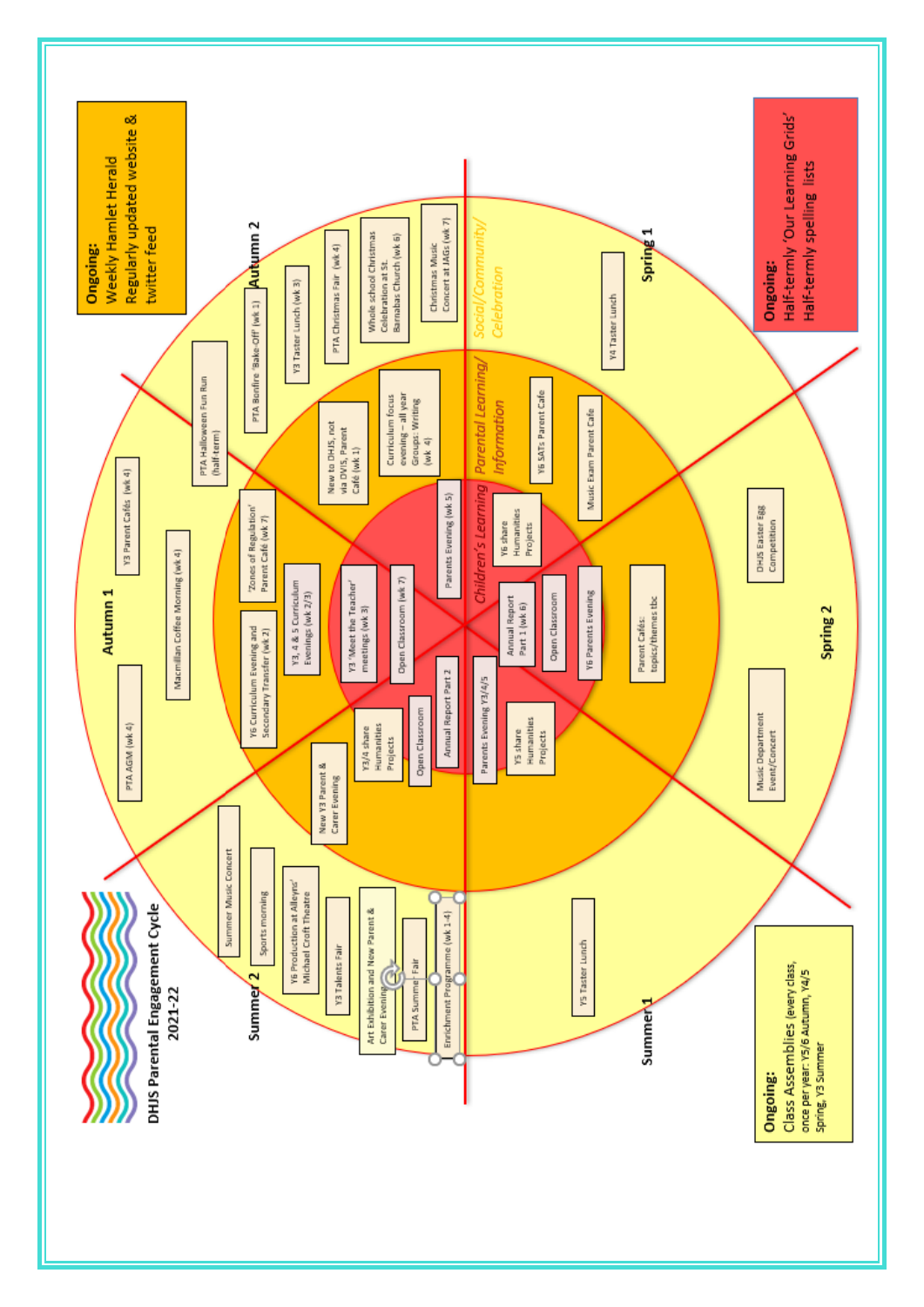# DHJS Parental Engagement Cycle 2021-22

**Ongoing:**
Weekly Hamlet Herald
Regularly updated website & twitter feed

**Ongoing:**
Half-termly 'Our Learning Grids'
Half-termly spelling lists

**Ongoing:**
Class Assemblies (every class, once per year: Y5/6 Autumn, Y4/5 Spring, Y3 Summer

Children's Learning

Parental Learning/ Information

Social/Community/ Celebration

## Autumn 1

PTA AGM (wk 4)

Y3 Parent Cafés (wk 4)

Macmillan Coffee Morning (wk 4)

PTA Halloween Fun Run (half-term)

Y6 Curriculum Evening and Secondary Transfer (wk 2)

Y3, 4 & 5 Curriculum Evenings (wk 2/3)

'Zones of Regulation' Parent Café (wk 7)

Y3 'Meet the Teacher' meetings (wk 3)

Open Classroom (wk 7)

## Autumn 2

PTA Bonfire 'Bake-Off' (wk 1)

Y3 Taster Lunch (wk 3)

PTA Christmas Fair (wk 4)

Whole school Christmas Celebration at St. Barnabas Church (wk 6)

Christmas Music Concert at JAGs (wk 7)

New to DHJS, not via DVIS, Parent Café (wk 1)

Curriculum focus evening – all year Groups: Writing (wk 4)

Parents Evening (wk 5)

## Spring 1

Y4 Taster Lunch

Y6 SATs Parent Cafe

Music Exam Parent Cafe

Y6 share Humanities Projects

Annual Report Part 1 (wk 6)

## Spring 2

DHJS Easter Egg Competition

Music Department Event/Concert

Parent Cafés: topics/themes tbc

Y6 Parents Evening

Open Classroom

## Summer 1

Y5 Taster Lunch

Parents Evening Y3/4/5

Y5 share Humanities Projects

Annual Report Part 2

## Summer 2

Summer Music Concert

Sports morning

Y6 Production at Alleyns' Michael Croft Theatre

Y3 Talents Fair

Art Exhibition and New Parent & Carer Evening

PTA Summer Fair

Enrichment Programme (wk 1-4)

New Y3 Parent & Carer Evening

Y3/4 share Humanities Projects

Open Classroom